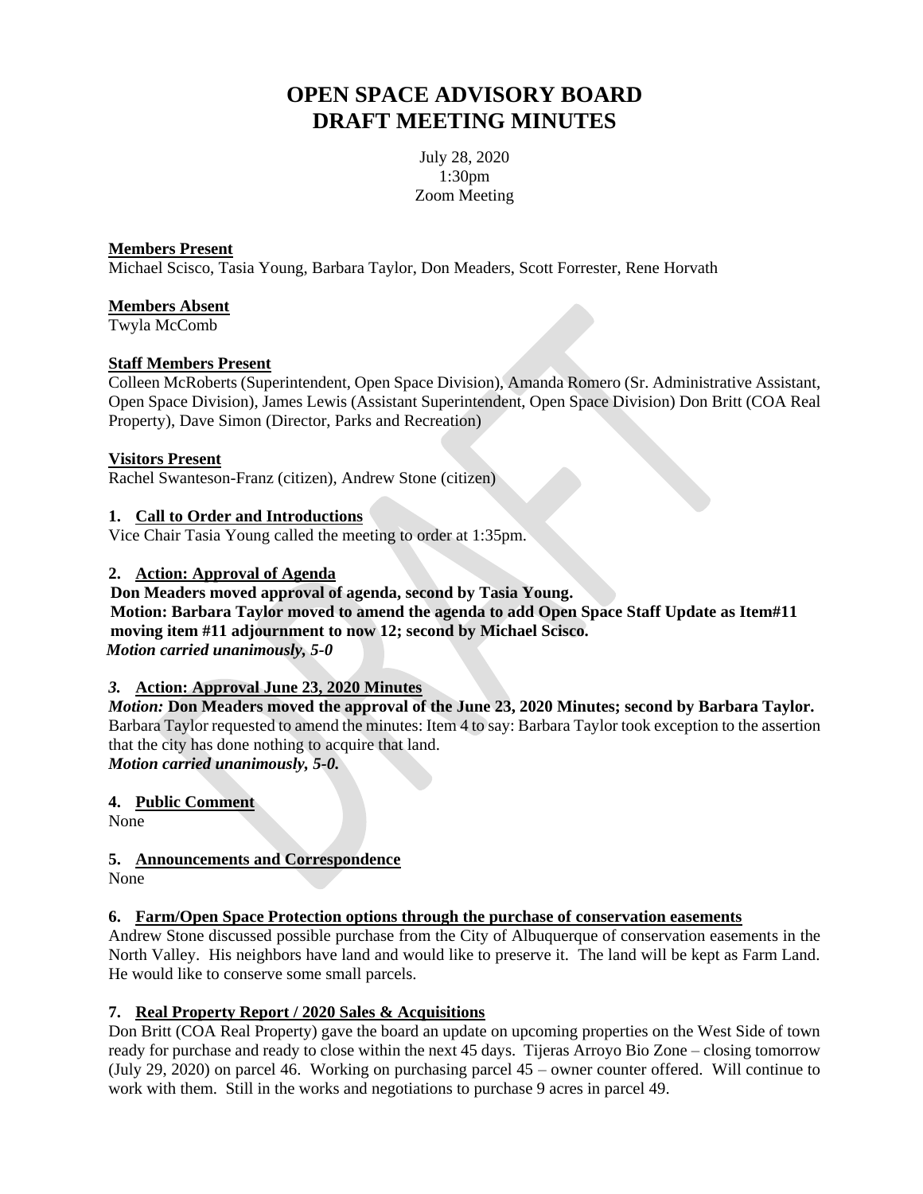# OPEN SPACE ADVISORY BOARD
# DRAFT MEETING MINUTES

July 28, 2020
1:30pm
Zoom Meeting

**Members Present**
Michael Scisco, Tasia Young, Barbara Taylor, Don Meaders, Scott Forrester, Rene Horvath

**Members Absent**
Twyla McComb

**Staff Members Present**
Colleen McRoberts (Superintendent, Open Space Division), Amanda Romero (Sr. Administrative Assistant, Open Space Division), James Lewis (Assistant Superintendent, Open Space Division) Don Britt (COA Real Property), Dave Simon (Director, Parks and Recreation)

**Visitors Present**
Rachel Swanteson-Franz (citizen), Andrew Stone (citizen)

**1. Call to Order and Introductions**
Vice Chair Tasia Young called the meeting to order at 1:35pm.

**2. Action: Approval of Agenda**
**Don Meaders moved approval of agenda, second by Tasia Young.**
**Motion: Barbara Taylor moved to amend the agenda to add Open Space Staff Update as Item#11 moving item #11 adjournment to now 12; second by Michael Scisco.**
***Motion carried unanimously, 5-0***

***3.*** **Action: Approval June 23, 2020 Minutes**
***Motion:*** **Don Meaders moved the approval of the June 23, 2020 Minutes; second by Barbara Taylor.**
Barbara Taylor requested to amend the minutes: Item 4 to say: Barbara Taylor took exception to the assertion that the city has done nothing to acquire that land.
***Motion carried unanimously, 5-0.***

**4. Public Comment**
None

**5. Announcements and Correspondence**
None

**6. Farm/Open Space Protection options through the purchase of conservation easements**
Andrew Stone discussed possible purchase from the City of Albuquerque of conservation easements in the North Valley. His neighbors have land and would like to preserve it. The land will be kept as Farm Land. He would like to conserve some small parcels.

**7. Real Property Report / 2020 Sales & Acquisitions**
Don Britt (COA Real Property) gave the board an update on upcoming properties on the West Side of town ready for purchase and ready to close within the next 45 days. Tijeras Arroyo Bio Zone – closing tomorrow (July 29, 2020) on parcel 46. Working on purchasing parcel 45 – owner counter offered. Will continue to work with them. Still in the works and negotiations to purchase 9 acres in parcel 49.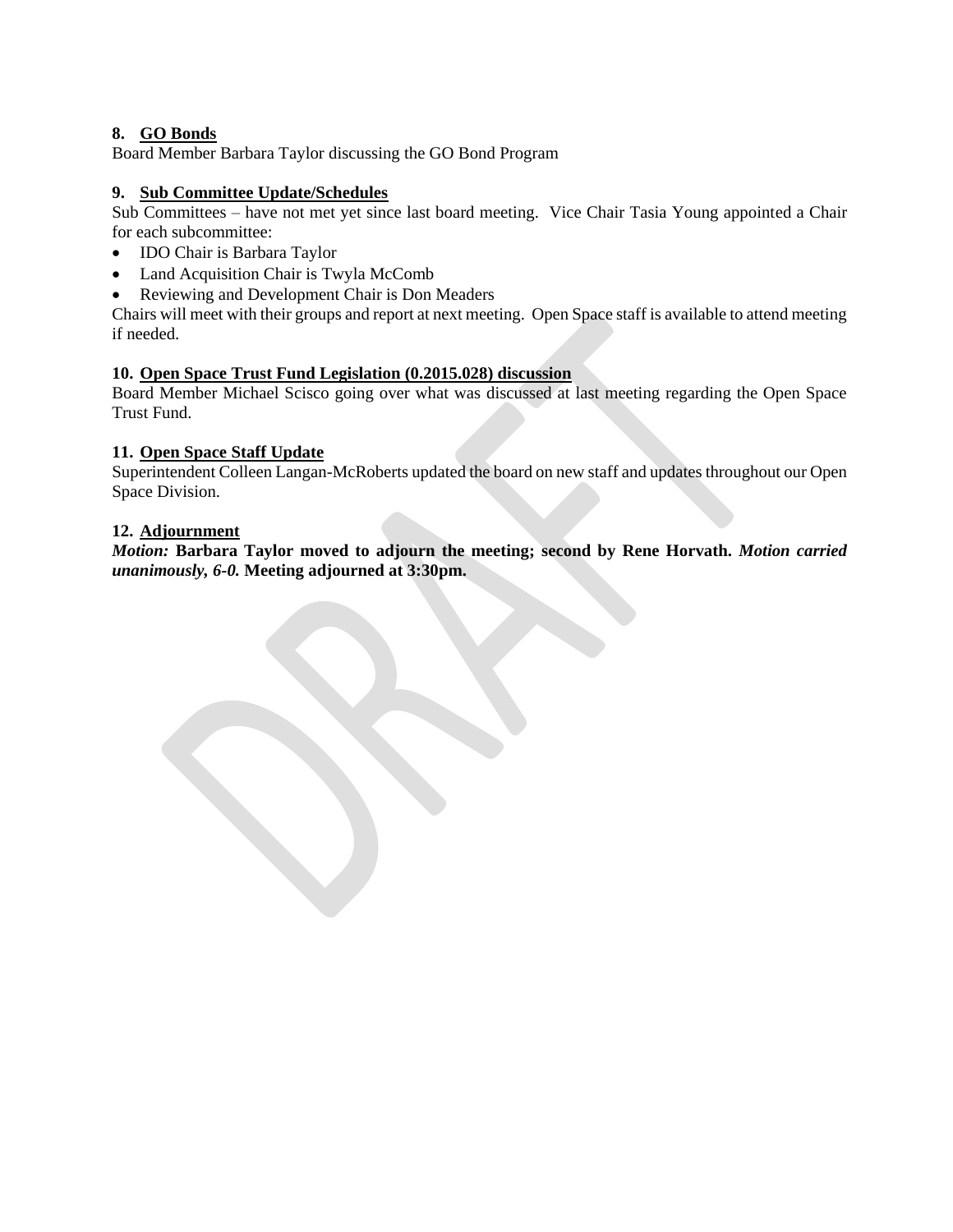**8. GO Bonds**

Board Member Barbara Taylor discussing the GO Bond Program

**9. Sub Committee Update/Schedules**

Sub Committees – have not met yet since last board meeting. Vice Chair Tasia Young appointed a Chair for each subcommittee:

- IDO Chair is Barbara Taylor
- Land Acquisition Chair is Twyla McComb
- Reviewing and Development Chair is Don Meaders

Chairs will meet with their groups and report at next meeting. Open Space staff is available to attend meeting if needed.

**10. Open Space Trust Fund Legislation (0.2015.028) discussion**

Board Member Michael Scisco going over what was discussed at last meeting regarding the Open Space Trust Fund.

**11. Open Space Staff Update**

Superintendent Colleen Langan-McRoberts updated the board on new staff and updates throughout our Open Space Division.

**12. Adjournment**

***Motion:*** **Barbara Taylor moved to adjourn the meeting; second by Rene Horvath.** ***Motion carried unanimously, 6-0.*** **Meeting adjourned at 3:30pm.**